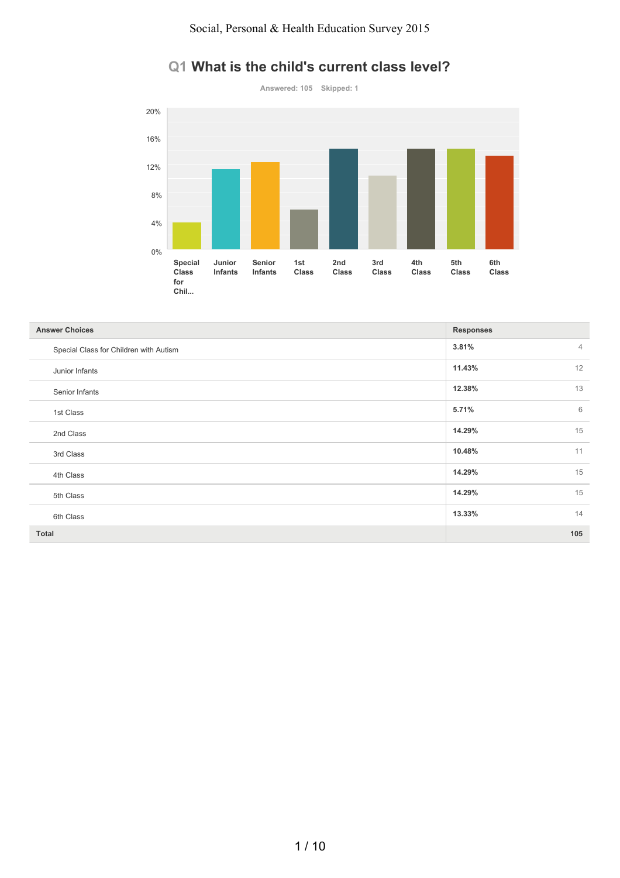# Q1 What is the child's current class level?

Answered: 105 Skipped: 1

| Answer Choices | Responses | |
|---|---|---|
| Special Class for Children with Autism | 3.81% | 4 |
| Junior Infants | 11.43% | 12 |
| Senior Infants | 12.38% | 13 |
| 1st Class | 5.71% | 6 |
| 2nd Class | 14.29% | 15 |
| 3rd Class | 10.48% | 11 |
| 4th Class | 14.29% | 15 |
| 5th Class | 14.29% | 15 |
| 6th Class | 13.33% | 14 |
| **Total** | | **105** |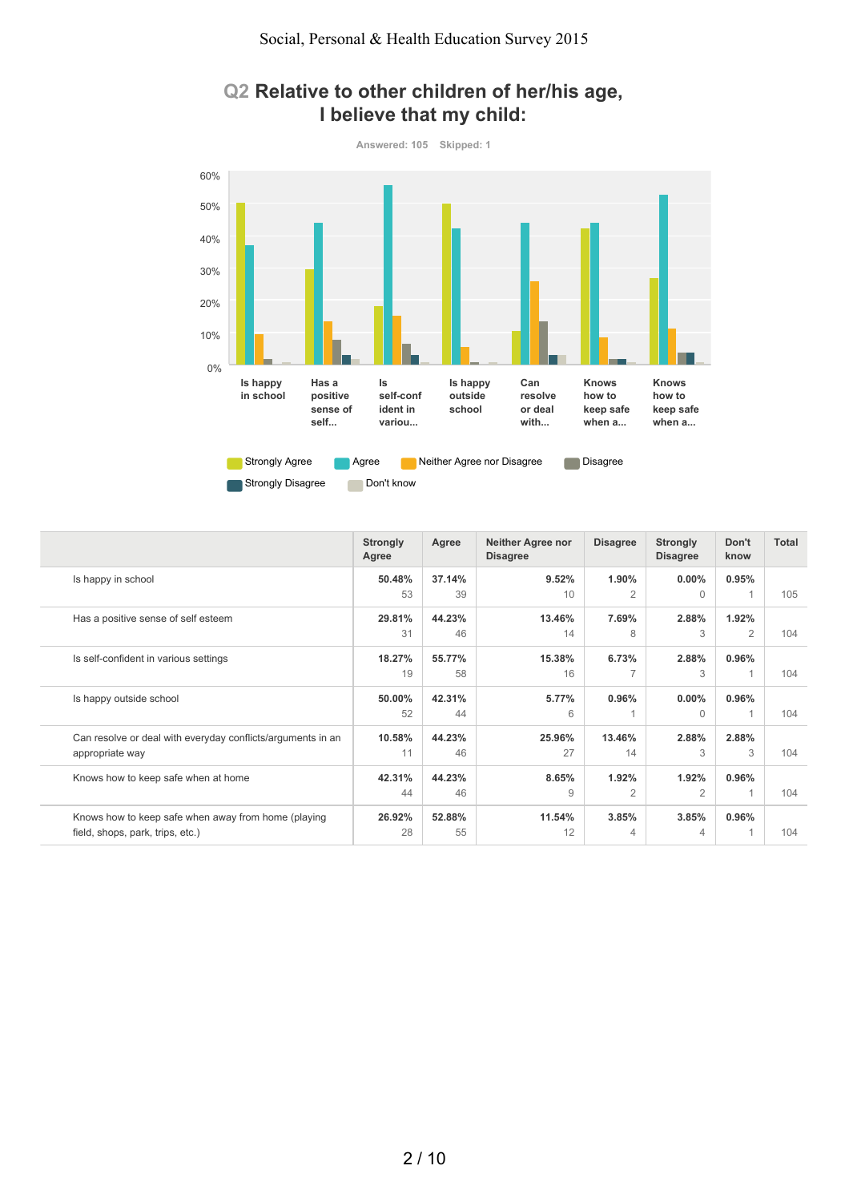## Q2 Relative to other children of her/his age, I believe that my child:

Answered: 105 Skipped: 1

| | Strongly Agree | Agree | Neither Agree nor Disagree | Disagree | Strongly Disagree | Don't know | Total |
|---|---|---|---|---|---|---|---|
| Is happy in school | 50.48% 53 | 37.14% 39 | 9.52% 10 | 1.90% 2 | 0.00% 0 | 0.95% 1 | 105 |
| Has a positive sense of self esteem | 29.81% 31 | 44.23% 46 | 13.46% 14 | 7.69% 8 | 2.88% 3 | 1.92% 2 | 104 |
| Is self-confident in various settings | 18.27% 19 | 55.77% 58 | 15.38% 16 | 6.73% 7 | 2.88% 3 | 0.96% 1 | 104 |
| Is happy outside school | 50.00% 52 | 42.31% 44 | 5.77% 6 | 0.96% 1 | 0.00% 0 | 0.96% 1 | 104 |
| Can resolve or deal with everyday conflicts/arguments in an appropriate way | 10.58% 11 | 44.23% 46 | 25.96% 27 | 13.46% 14 | 2.88% 3 | 2.88% 3 | 104 |
| Knows how to keep safe when at home | 42.31% 44 | 44.23% 46 | 8.65% 9 | 1.92% 2 | 1.92% 2 | 0.96% 1 | 104 |
| Knows how to keep safe when away from home (playing field, shops, park, trips, etc.) | 26.92% 28 | 52.88% 55 | 11.54% 12 | 3.85% 4 | 3.85% 4 | 0.96% 1 | 104 |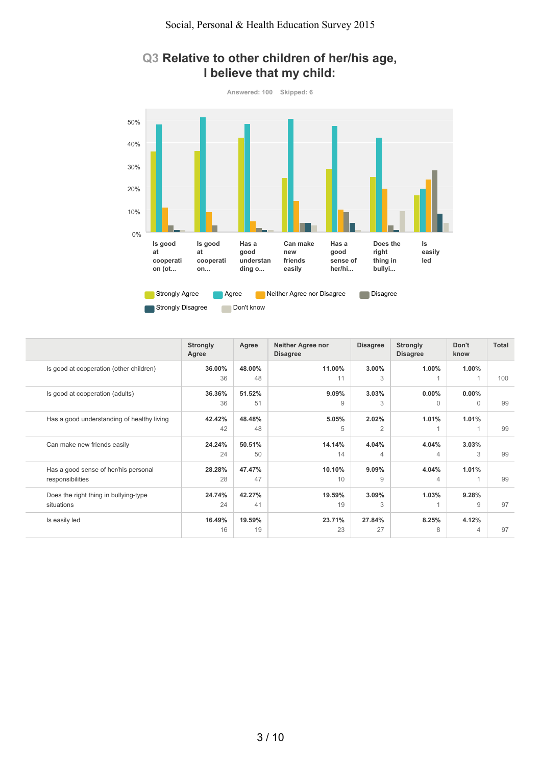## Q3 Relative to other children of her/his age, I believe that my child:

Answered: 100 Skipped: 6

|  | Strongly Agree | Agree | Neither Agree nor Disagree | Disagree | Strongly Disagree | Don't know | Total |
|---|---|---|---|---|---|---|---|
| Is good at cooperation (other children) | **36.00%** 36 | **48.00%** 48 | **11.00%** 11 | **3.00%** 3 | **1.00%** 1 | **1.00%** 1 | 100 |
| Is good at cooperation (adults) | **36.36%** 36 | **51.52%** 51 | **9.09%** 9 | **3.03%** 3 | **0.00%** 0 | **0.00%** 0 | 99 |
| Has a good understanding of healthy living | **42.42%** 42 | **48.48%** 48 | **5.05%** 5 | **2.02%** 2 | **1.01%** 1 | **1.01%** 1 | 99 |
| Can make new friends easily | **24.24%** 24 | **50.51%** 50 | **14.14%** 14 | **4.04%** 4 | **4.04%** 4 | **3.03%** 3 | 99 |
| Has a good sense of her/his personal responsibilities | **28.28%** 28 | **47.47%** 47 | **10.10%** 10 | **9.09%** 9 | **4.04%** 4 | **1.01%** 1 | 99 |
| Does the right thing in bullying-type situations | **24.74%** 24 | **42.27%** 41 | **19.59%** 19 | **3.09%** 3 | **1.03%** 1 | **9.28%** 9 | 97 |
| Is easily led | **16.49%** 16 | **19.59%** 19 | **23.71%** 23 | **27.84%** 27 | **8.25%** 8 | **4.12%** 4 | 97 |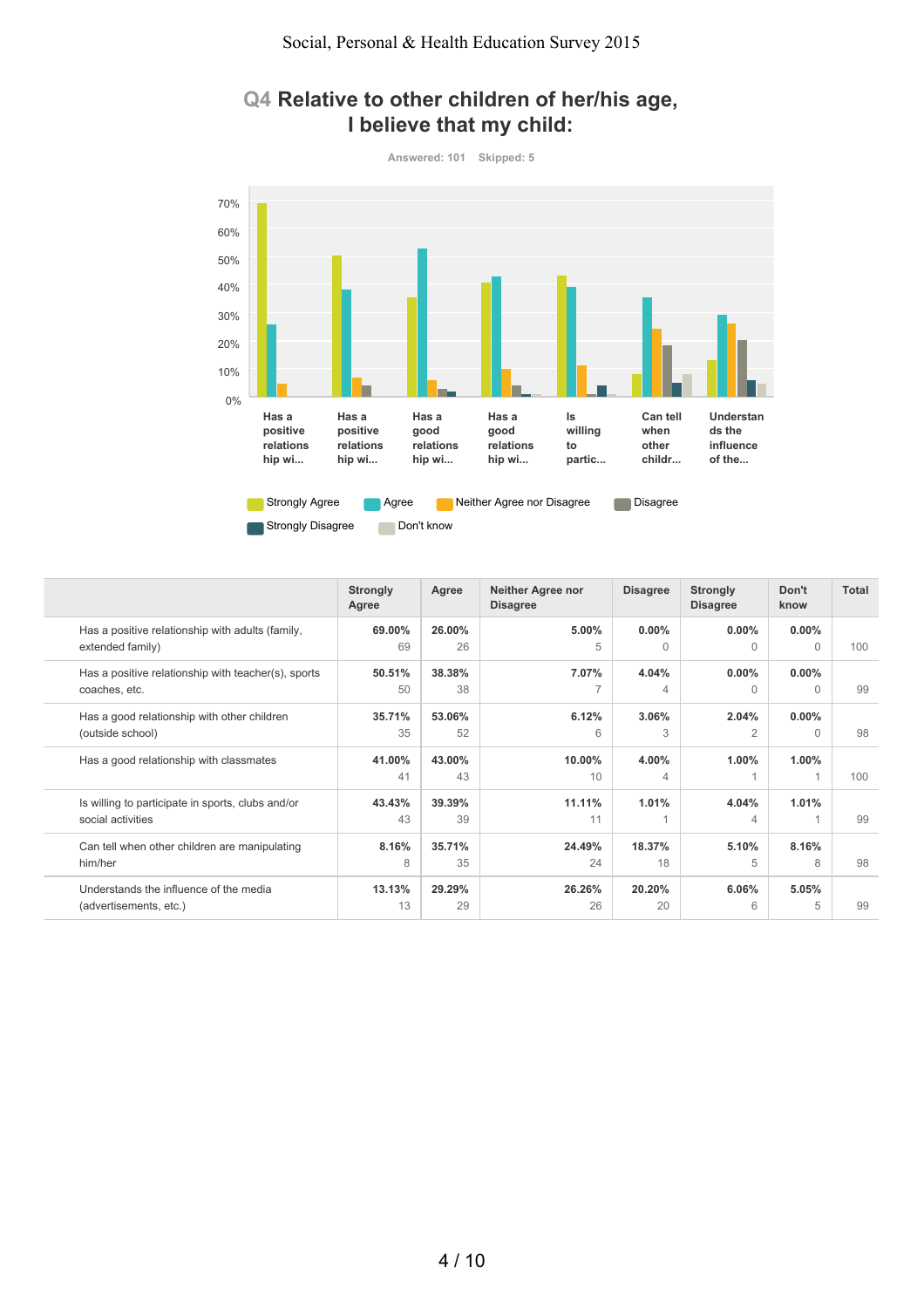## Q4 Relative to other children of her/his age, I believe that my child:

Answered: 101 Skipped: 5

| | Strongly Agree | Agree | Neither Agree nor Disagree | Disagree | Strongly Disagree | Don't know | Total |
|---|---|---|---|---|---|---|---|
| Has a positive relationship with adults (family, extended family) | 69.00% 69 | 26.00% 26 | 5.00% 5 | 0.00% 0 | 0.00% 0 | 0.00% 0 | 100 |
| Has a positive relationship with teacher(s), sports coaches, etc. | 50.51% 50 | 38.38% 38 | 7.07% 7 | 4.04% 4 | 0.00% 0 | 0.00% 0 | 99 |
| Has a good relationship with other children (outside school) | 35.71% 35 | 53.06% 52 | 6.12% 6 | 3.06% 3 | 2.04% 2 | 0.00% 0 | 98 |
| Has a good relationship with classmates | 41.00% 41 | 43.00% 43 | 10.00% 10 | 4.00% 4 | 1.00% 1 | 1.00% 1 | 100 |
| Is willing to participate in sports, clubs and/or social activities | 43.43% 43 | 39.39% 39 | 11.11% 11 | 1.01% 1 | 4.04% 4 | 1.01% 1 | 99 |
| Can tell when other children are manipulating him/her | 8.16% 8 | 35.71% 35 | 24.49% 24 | 18.37% 18 | 5.10% 5 | 8.16% 8 | 98 |
| Understands the influence of the media (advertisements, etc.) | 13.13% 13 | 29.29% 29 | 26.26% 26 | 20.20% 20 | 6.06% 6 | 5.05% 5 | 99 |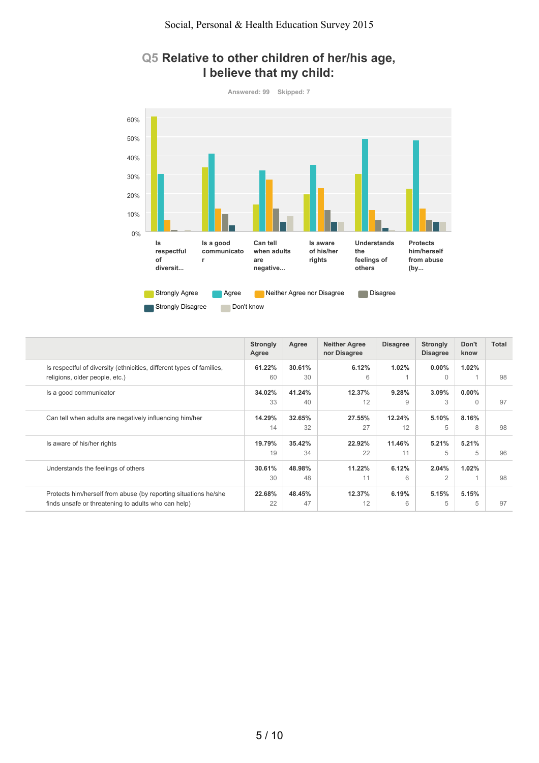## Q5 Relative to other children of her/his age, I believe that my child:

Answered: 99 Skipped: 7

| | Strongly Agree | Agree | Neither Agree nor Disagree | Disagree | Strongly Disagree | Don't know | Total |
|---|---|---|---|---|---|---|---|
| Is respectful of diversity (ethnicities, different types of families, religions, older people, etc.) | 61.22% 60 | 30.61% 30 | 6.12% 6 | 1.02% 1 | 0.00% 0 | 1.02% 1 | 98 |
| Is a good communicator | 34.02% 33 | 41.24% 40 | 12.37% 12 | 9.28% 9 | 3.09% 3 | 0.00% 0 | 97 |
| Can tell when adults are negatively influencing him/her | 14.29% 14 | 32.65% 32 | 27.55% 27 | 12.24% 12 | 5.10% 5 | 8.16% 8 | 98 |
| Is aware of his/her rights | 19.79% 19 | 35.42% 34 | 22.92% 22 | 11.46% 11 | 5.21% 5 | 5.21% 5 | 96 |
| Understands the feelings of others | 30.61% 30 | 48.98% 48 | 11.22% 11 | 6.12% 6 | 2.04% 2 | 1.02% 1 | 98 |
| Protects him/herself from abuse (by reporting situations he/she finds unsafe or threatening to adults who can help) | 22.68% 22 | 48.45% 47 | 12.37% 12 | 6.19% 6 | 5.15% 5 | 5.15% 5 | 97 |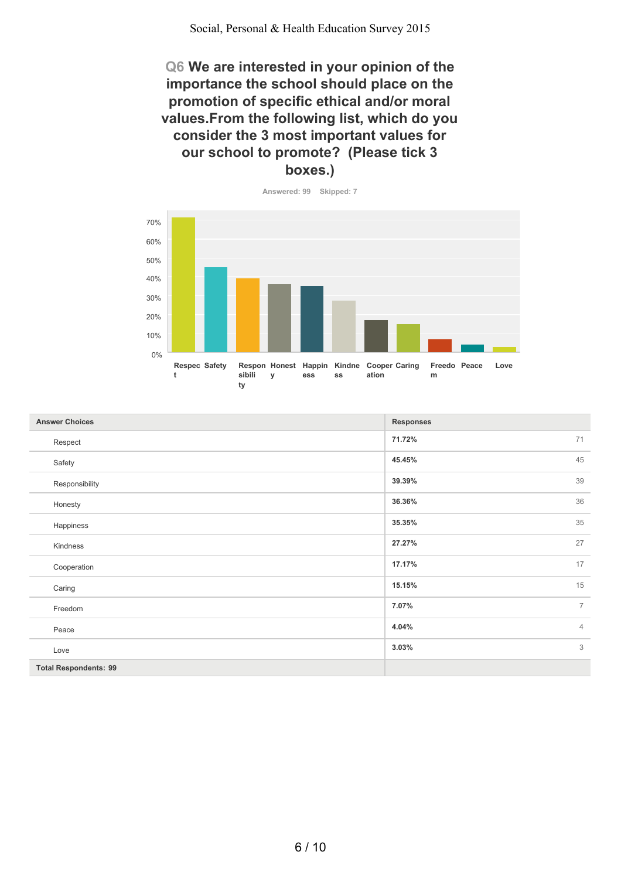## Q6 We are interested in your opinion of the importance the school should place on the promotion of specific ethical and/or moral values.From the following list, which do you consider the 3 most important values for our school to promote? (Please tick 3 boxes.)

Answered: 99 Skipped: 7

| Answer Choices | Responses | |
|---|---|---|
| Respect | 71.72% | 71 |
| Safety | 45.45% | 45 |
| Responsibility | 39.39% | 39 |
| Honesty | 36.36% | 36 |
| Happiness | 35.35% | 35 |
| Kindness | 27.27% | 27 |
| Cooperation | 17.17% | 17 |
| Caring | 15.15% | 15 |
| Freedom | 7.07% | 7 |
| Peace | 4.04% | 4 |
| Love | 3.03% | 3 |
| **Total Respondents: 99** | | |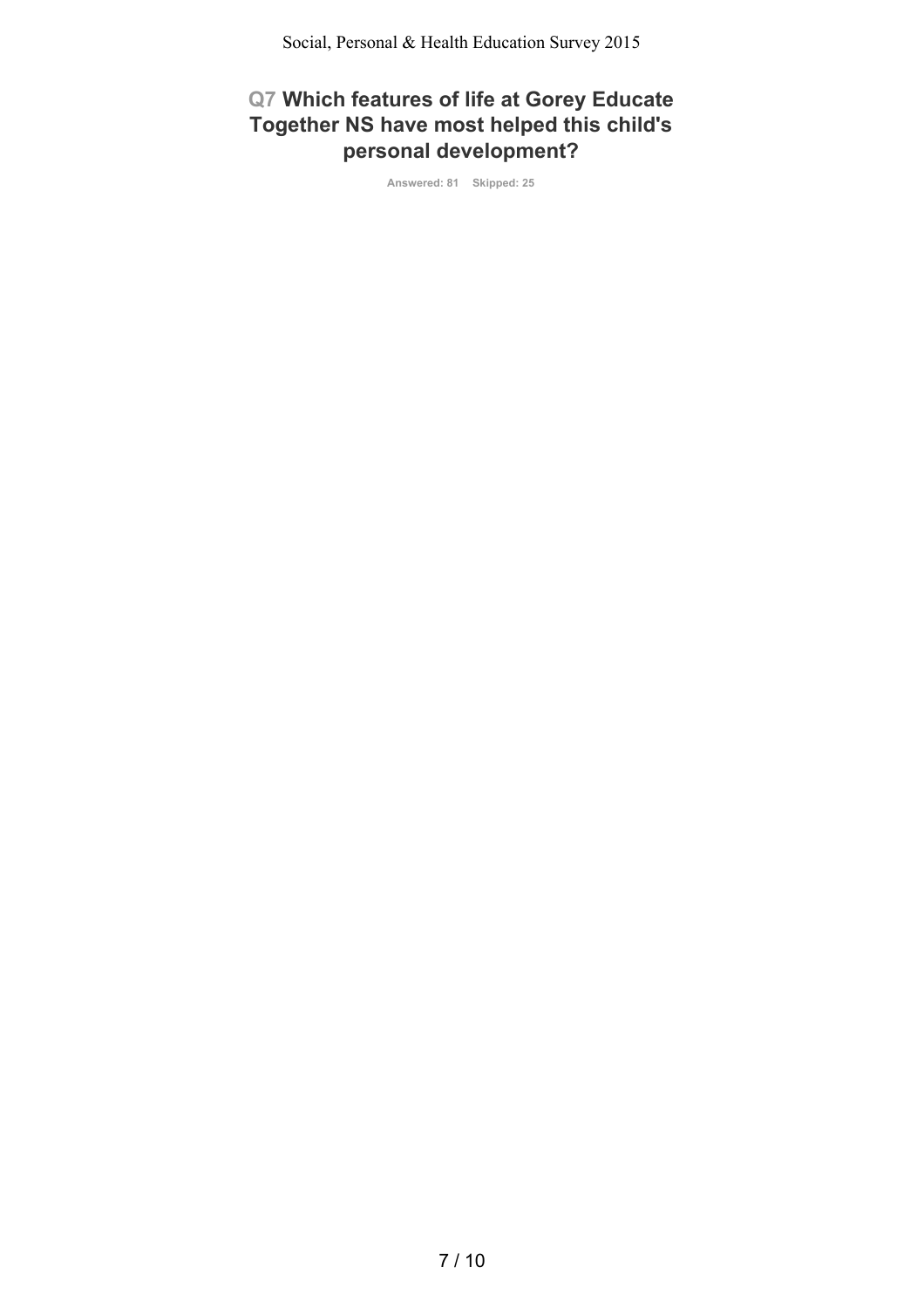## Q7 Which features of life at Gorey Educate Together NS have most helped this child's personal development?

Answered: 81 Skipped: 25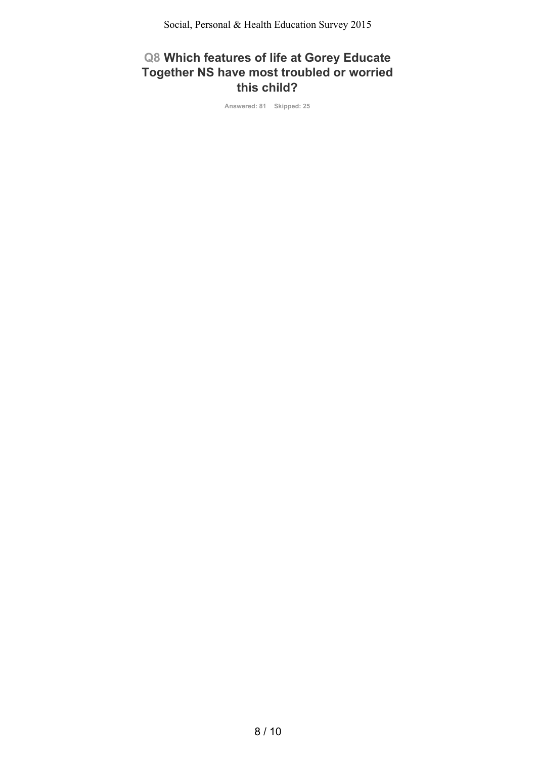## Q8 Which features of life at Gorey Educate Together NS have most troubled or worried this child?

Answered: 81 Skipped: 25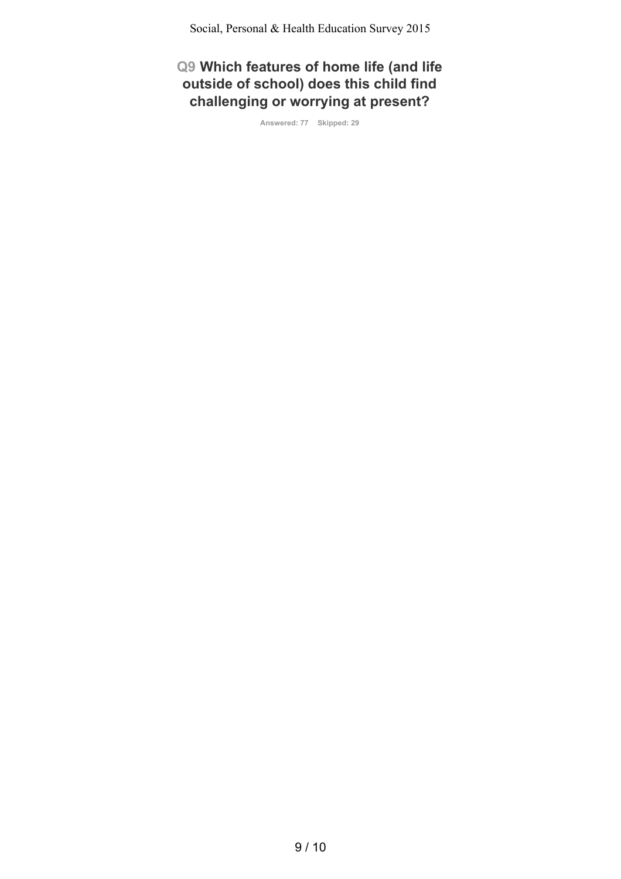## Q9 Which features of home life (and life outside of school) does this child find challenging or worrying at present?

Answered: 77 Skipped: 29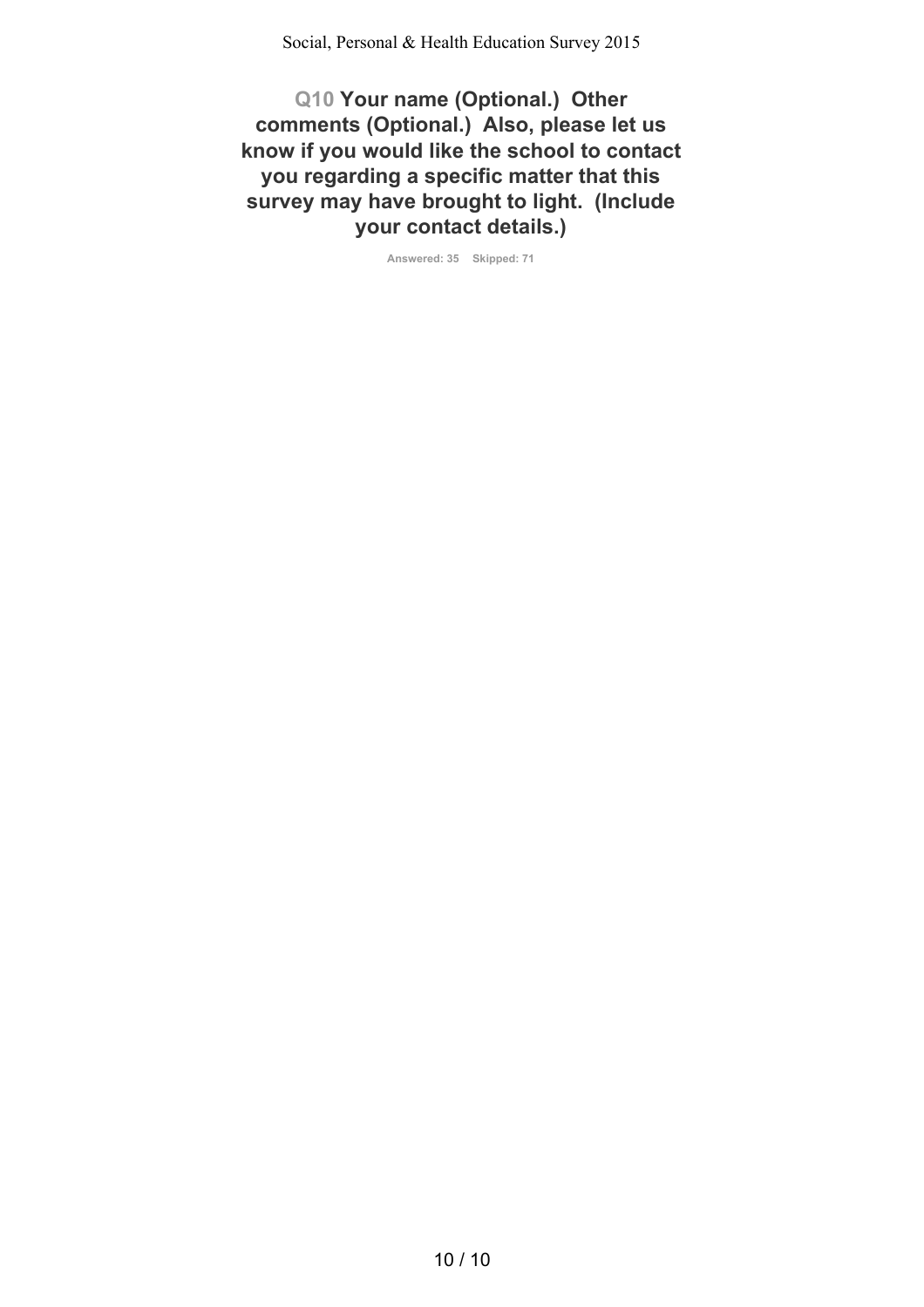## Q10 Your name (Optional.) Other comments (Optional.) Also, please let us know if you would like the school to contact you regarding a specific matter that this survey may have brought to light. (Include your contact details.)

Answered: 35 Skipped: 71